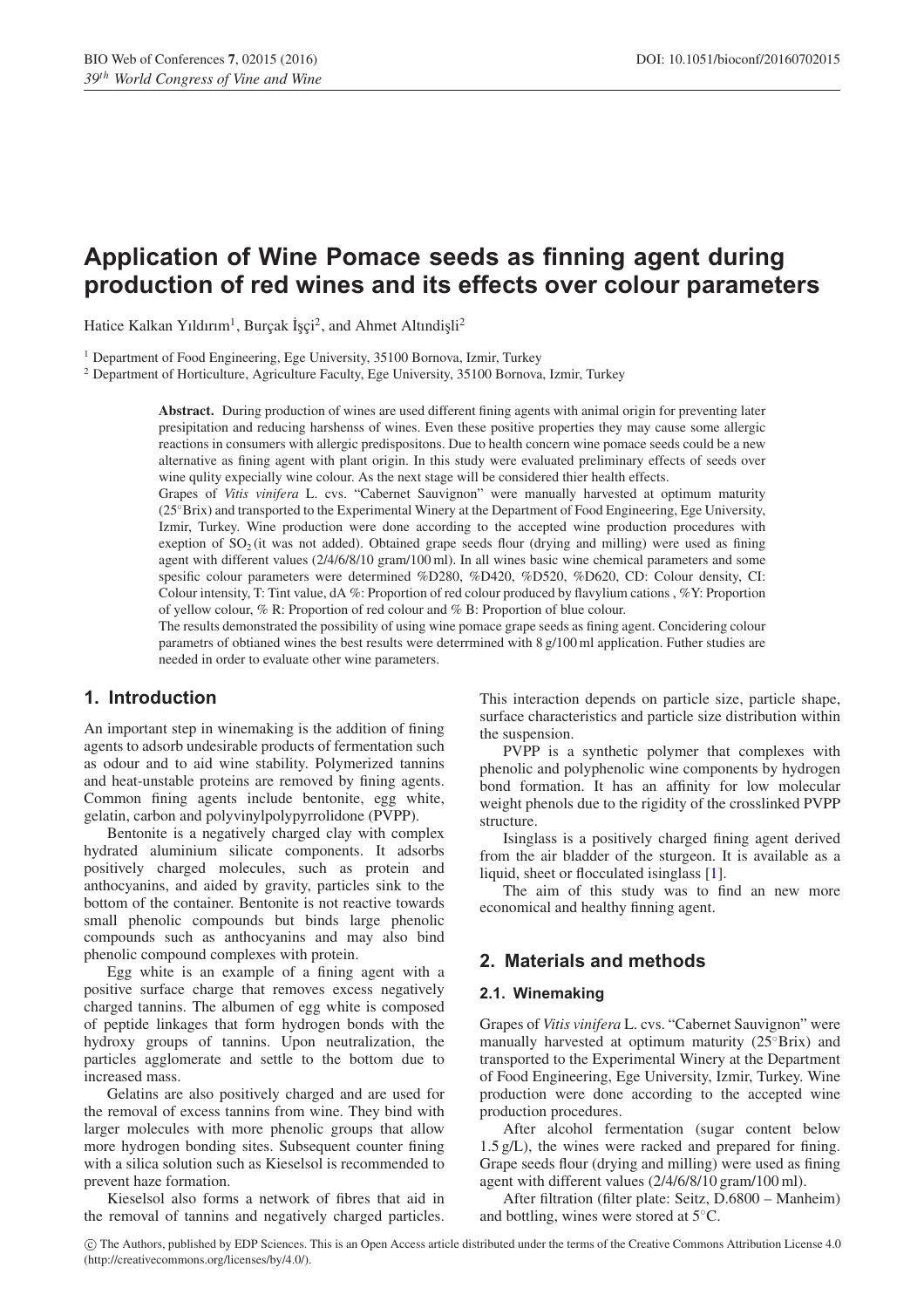# Application of Wine Pomace seeds as finning agent during production of red wines and its effects over colour parameters

Hatice Kalkan Yıldırım[1], Burçak İşçi[2], and Ahmet Altındişli[2]

[1] Department of Food Engineering, Ege University, 35100 Bornova, Izmir, Turkey

[2] Department of Horticulture, Agriculture Faculty, Ege University, 35100 Bornova, Izmir, Turkey

**Abstract.** During production of wines are used different fining agents with animal origin for preventing later presipitation and reducing harshenss of wines. Even these positive properties they may cause some allergic reactions in consumers with allergic predispositons. Due to health concern wine pomace seeds could be a new alternative as fining agent with plant origin. In this study were evaluated preliminary effects of seeds over wine qulity expecially wine colour. As the next stage will be considered thier health effects.

Grapes of *Vitis vinifera* L. cvs. "Cabernet Sauvignon" were manually harvested at optimum maturity (25°Brix) and transported to the Experimental Winery at the Department of Food Engineering, Ege University, Izmir, Turkey. Wine production were done according to the accepted wine production procedures with exeption of $SO_2$ (it was not added). Obtained grape seeds flour (drying and milling) were used as fining agent with different values (2/4/6/8/10 gram/100 ml). In all wines basic wine chemical parameters and some spesific colour parameters were determined %D280, %D420, %D520, %D620, CD: Colour density, CI: Colour intensity, T: Tint value, dA %: Proportion of red colour produced by flavylium cations , %Y: Proportion of yellow colour, % R: Proportion of red colour and % B: Proportion of blue colour.

The results demonstrated the possibility of using wine pomace grape seeds as fining agent. Conciderìng colour parametrs of obtianed wines the best results were deterrmined with 8 g/100 ml application. Futher studies are needed in order to evaluate other wine parameters.

## 1. Introduction

An important step in winemaking is the addition of fining agents to adsorb undesirable products of fermentation such as odour and to aid wine stability. Polymerized tannins and heat-unstable proteins are removed by fining agents. Common fining agents include bentonite, egg white, gelatin, carbon and polyvinylpolypyrrolidone (PVPP).

Bentonite is a negatively charged clay with complex hydrated aluminium silicate components. It adsorbs positively charged molecules, such as protein and anthocyanins, and aided by gravity, particles sink to the bottom of the container. Bentonite is not reactive towards small phenolic compounds but binds large phenolic compounds such as anthocyanins and may also bind phenolic compound complexes with protein.

Egg white is an example of a fining agent with a positive surface charge that removes excess negatively charged tannins. The albumen of egg white is composed of peptide linkages that form hydrogen bonds with the hydroxy groups of tannins. Upon neutralization, the particles agglomerate and settle to the bottom due to increased mass.

Gelatins are also positively charged and are used for the removal of excess tannins from wine. They bind with larger molecules with more phenolic groups that allow more hydrogen bonding sites. Subsequent counter fining with a silica solution such as Kieselsol is recommended to prevent haze formation.

Kieselsol also forms a network of fibres that aid in the removal of tannins and negatively charged particles. This interaction depends on particle size, particle shape, surface characteristics and particle size distribution within the suspension.

PVPP is a synthetic polymer that complexes with phenolic and polyphenolic wine components by hydrogen bond formation. It has an affinity for low molecular weight phenols due to the rigidity of the crosslinked PVPP structure.

Isinglass is a positively charged fining agent derived from the air bladder of the sturgeon. It is available as a liquid, sheet or flocculated isinglass [1].

The aim of this study was to find an new more economical and healthy finning agent.

## 2. Materials and methods

### 2.1. Winemaking

Grapes of *Vitis vinifera* L. cvs. "Cabernet Sauvignon" were manually harvested at optimum maturity (25°Brix) and transported to the Experimental Winery at the Department of Food Engineering, Ege University, Izmir, Turkey. Wine production were done according to the accepted wine production procedures.

After alcohol fermentation (sugar content below 1.5 g/L), the wines were racked and prepared for fining. Grape seeds flour (drying and milling) were used as fining agent with different values (2/4/6/8/10 gram/100 ml).

After filtration (filter plate: Seitz, D.6800 – Manheim) and bottling, wines were stored at 5°C.

© The Authors, published by EDP Sciences. This is an Open Access article distributed under the terms of the Creative Commons Attribution License 4.0 (http://creativecommons.org/licenses/by/4.0/).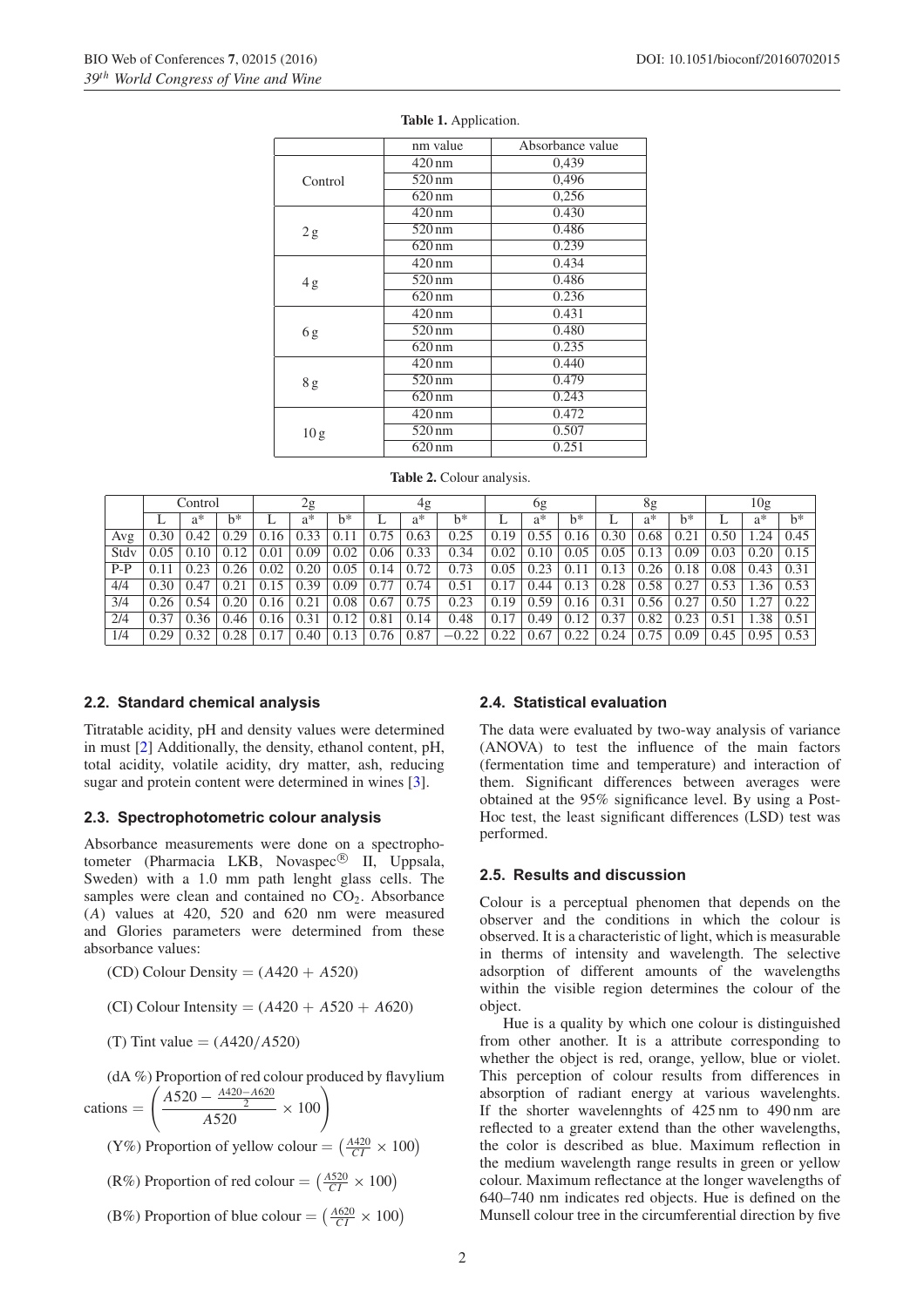**Table 1.** Application.

| | nm value | Absorbance value |
|---|---|---|
| Control | 420 nm | 0,439 |
| | 520 nm | 0,496 |
| | 620 nm | 0,256 |
| 2 g | 420 nm | 0.430 |
| | 520 nm | 0.486 |
| | 620 nm | 0.239 |
| 4 g | 420 nm | 0.434 |
| | 520 nm | 0.486 |
| | 620 nm | 0.236 |
| 6 g | 420 nm | 0.431 |
| | 520 nm | 0.480 |
| | 620 nm | 0.235 |
| 8 g | 420 nm | 0.440 |
| | 520 nm | 0.479 |
| | 620 nm | 0.243 |
| 10 g | 420 nm | 0.472 |
| | 520 nm | 0.507 |
| | 620 nm | 0.251 |

**Table 2.** Colour analysis.

| | Control | | | 2g | | | 4g | | | 6g | | | 8g | | | 10g | | |
|---|---|---|---|---|---|---|---|---|---|---|---|---|---|---|---|---|---|---|
| | L | a* | b* | L | a* | b* | L | a* | b* | L | a* | b* | L | a* | b* | L | a* | b* |
| Avg | 0.30 | 0.42 | 0.29 | 0.16 | 0.33 | 0.11 | 0.75 | 0.63 | 0.25 | 0.19 | 0.55 | 0.16 | 0.30 | 0.68 | 0.21 | 0.50 | 1.24 | 0.45 |
| Stdv | 0.05 | 0.10 | 0.12 | 0.01 | 0.09 | 0.02 | 0.06 | 0.33 | 0.34 | 0.02 | 0.10 | 0.05 | 0.05 | 0.13 | 0.09 | 0.03 | 0.20 | 0.15 |
| P-P | 0.11 | 0.23 | 0.26 | 0.02 | 0.20 | 0.05 | 0.14 | 0.72 | 0.73 | 0.05 | 0.23 | 0.11 | 0.13 | 0.26 | 0.18 | 0.08 | 0.43 | 0.31 |
| 4/4 | 0.30 | 0.47 | 0.21 | 0.15 | 0.39 | 0.09 | 0.77 | 0.74 | 0.51 | 0.17 | 0.44 | 0.13 | 0.28 | 0.58 | 0.27 | 0.53 | 1.36 | 0.53 |
| 3/4 | 0.26 | 0.54 | 0.20 | 0.16 | 0.21 | 0.08 | 0.67 | 0.75 | 0.23 | 0.19 | 0.59 | 0.16 | 0.31 | 0.56 | 0.27 | 0.50 | 1.27 | 0.22 |
| 2/4 | 0.37 | 0.36 | 0.46 | 0.16 | 0.31 | 0.12 | 0.81 | 0.14 | 0.48 | 0.17 | 0.49 | 0.12 | 0.37 | 0.82 | 0.23 | 0.51 | 1.38 | 0.51 |
| 1/4 | 0.29 | 0.32 | 0.28 | 0.17 | 0.40 | 0.13 | 0.76 | 0.87 | −0.22 | 0.22 | 0.67 | 0.22 | 0.24 | 0.75 | 0.09 | 0.45 | 0.95 | 0.53 |

### 2.2. Standard chemical analysis

Titratable acidity, pH and density values were determined in must [2] Additionally, the density, ethanol content, pH, total acidity, volatile acidity, dry matter, ash, reducing sugar and protein content were determined in wines [3].

### 2.3. Spectrophotometric colour analysis

Absorbance measurements were done on a spectrophotometer (Pharmacia LKB, Novaspec® II, Uppsala, Sweden) with a 1.0 mm path lenght glass cells. The samples were clean and contained no $CO_2$. Absorbance ($A$) values at 420, 520 and 620 nm were measured and Glories parameters were determined from these absorbance values:

(CD) Colour Density $= (A420 + A520)$

(CI) Colour Intensity $= (A420 + A520 + A620)$

(T) Tint value $= (A420/A520)$

(dA %) Proportion of red colour produced by flavylium cations $= \left(\frac{A520 - \frac{A420-A620}{2}}{A520} \times 100\right)$

(Y%) Proportion of yellow colour $= \left(\frac{A420}{CI} \times 100\right)$

(R%) Proportion of red colour $= \left(\frac{A520}{CI} \times 100\right)$

(B%) Proportion of blue colour $= \left(\frac{A620}{CI} \times 100\right)$

### 2.4. Statistical evaluation

The data were evaluated by two-way analysis of variance (ANOVA) to test the influence of the main factors (fermentation time and temperature) and interaction of them. Significant differences between averages were obtained at the 95% significance level. By using a Post-Hoc test, the least significant differences (LSD) test was performed.

### 2.5. Results and discussion

Colour is a perceptual phenomen that depends on the observer and the conditions in which the colour is observed. It is a characteristic of light, which is measurable in therms of intensity and wavelength. The selective adsorption of different amounts of the wavelengths within the visible region determines the colour of the object.

Hue is a quality by which one colour is distinguished from other another. It is a attribute corresponding to whether the object is red, orange, yellow, blue or violet. This perception of colour results from differences in absorption of radiant energy at various wavelenghts. If the shorter wavelennghts of 425 nm to 490 nm are reflected to a greater extend than the other wavelengths, the color is described as blue. Maximum reflection in the medium wavelength range results in green or yellow colour. Maximum reflectance at the longer wavelengths of 640–740 nm indicates red objects. Hue is defined on the Munsell colour tree in the circumferential direction by five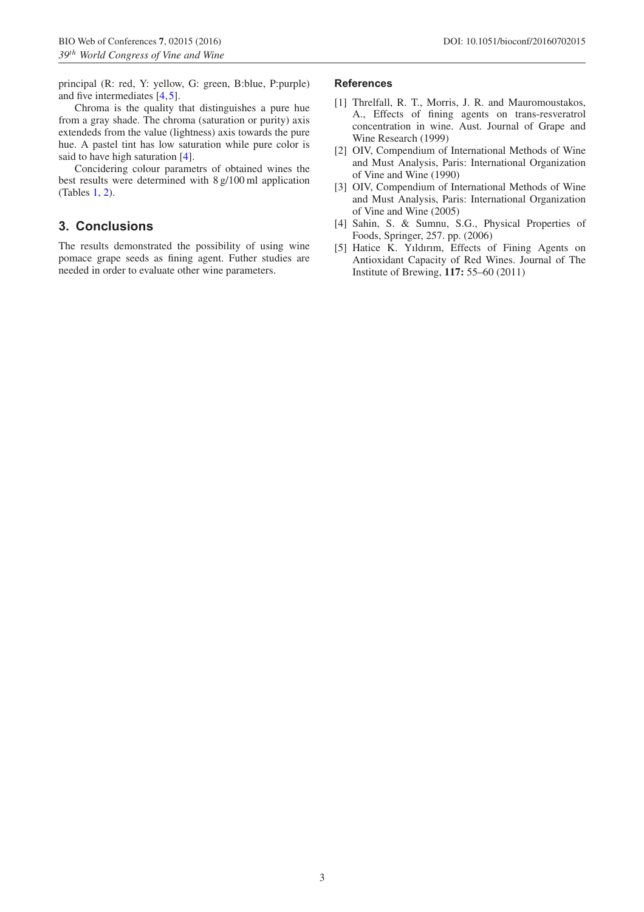principal (R: red, Y: yellow, G: green, B:blue, P:purple) and five intermediates [4,5].

Chroma is the quality that distinguishes a pure hue from a gray shade. The chroma (saturation or purity) axis extendeds from the value (lightness) axis towards the pure hue. A pastel tint has low saturation while pure color is said to have high saturation [4].

Concidering colour parametrs of obtained wines the best results were determined with 8 g/100 ml application (Tables 1, 2).

## 3. Conclusions

The results demonstrated the possibility of using wine pomace grape seeds as fining agent. Futher studies are needed in order to evaluate other wine parameters.

## References

[1] Threlfall, R. T., Morris, J. R. and Mauromoustakos, A., Effects of fining agents on trans-resveratrol concentration in wine. Aust. Journal of Grape and Wine Research (1999)

[2] OIV, Compendium of International Methods of Wine and Must Analysis, Paris: International Organization of Vine and Wine (1990)

[3] OIV, Compendium of International Methods of Wine and Must Analysis, Paris: International Organization of Vine and Wine (2005)

[4] Sahin, S. & Sumnu, S.G., Physical Properties of Foods, Springer, 257. pp. (2006)

[5] Hatice K. Yıldırım, Effects of Fining Agents on Antioxidant Capacity of Red Wines. Journal of The Institute of Brewing, **117:** 55–60 (2011)